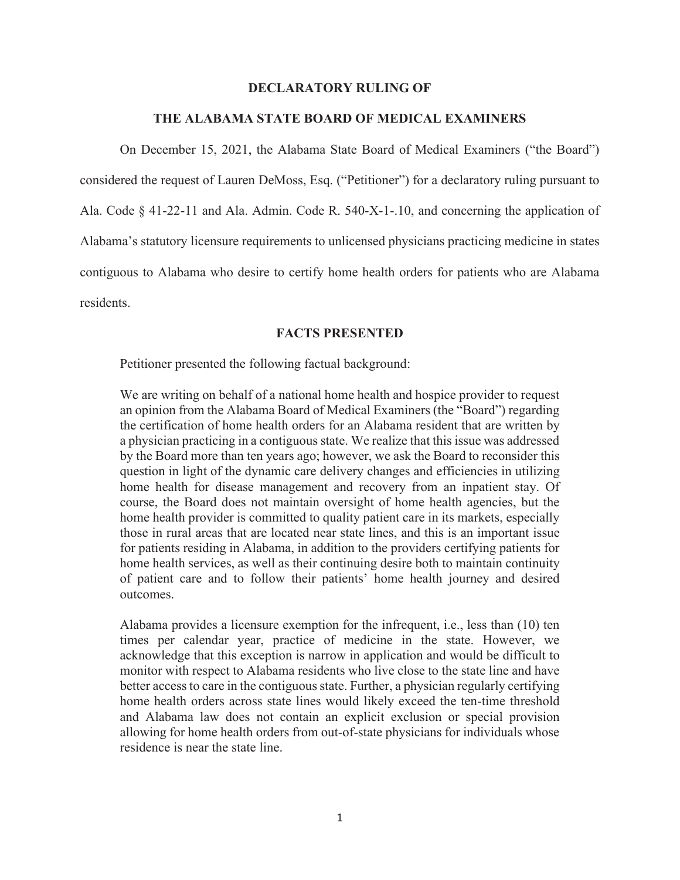**DECLARATORY RULING OF**

**THE ALABAMA STATE BOARD OF MEDICAL EXAMINERS**

On December 15, 2021, the Alabama State Board of Medical Examiners ("the Board") considered the request of Lauren DeMoss, Esq. ("Petitioner") for a declaratory ruling pursuant to Ala. Code § 41-22-11 and Ala. Admin. Code R. 540-X-1-.10, and concerning the application of Alabama's statutory licensure requirements to unlicensed physicians practicing medicine in states contiguous to Alabama who desire to certify home health orders for patients who are Alabama residents.

**FACTS PRESENTED**

Petitioner presented the following factual background:

> We are writing on behalf of a national home health and hospice provider to request an opinion from the Alabama Board of Medical Examiners (the "Board") regarding the certification of home health orders for an Alabama resident that are written by a physician practicing in a contiguous state. We realize that this issue was addressed by the Board more than ten years ago; however, we ask the Board to reconsider this question in light of the dynamic care delivery changes and efficiencies in utilizing home health for disease management and recovery from an inpatient stay. Of course, the Board does not maintain oversight of home health agencies, but the home health provider is committed to quality patient care in its markets, especially those in rural areas that are located near state lines, and this is an important issue for patients residing in Alabama, in addition to the providers certifying patients for home health services, as well as their continuing desire both to maintain continuity of patient care and to follow their patients' home health journey and desired outcomes.
>
> Alabama provides a licensure exemption for the infrequent, i.e., less than (10) ten times per calendar year, practice of medicine in the state. However, we acknowledge that this exception is narrow in application and would be difficult to monitor with respect to Alabama residents who live close to the state line and have better access to care in the contiguous state. Further, a physician regularly certifying home health orders across state lines would likely exceed the ten-time threshold and Alabama law does not contain an explicit exclusion or special provision allowing for home health orders from out-of-state physicians for individuals whose residence is near the state line.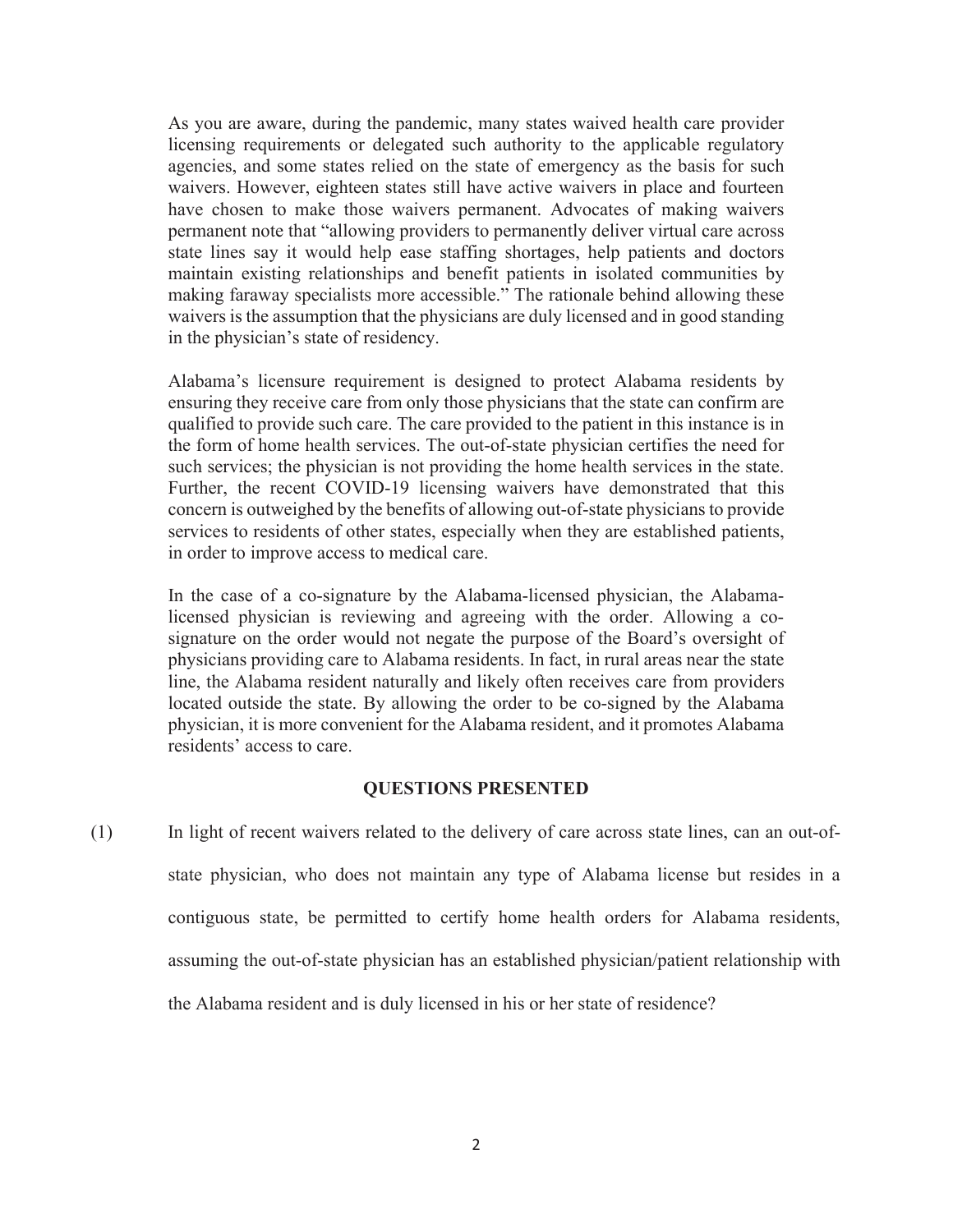As you are aware, during the pandemic, many states waived health care provider licensing requirements or delegated such authority to the applicable regulatory agencies, and some states relied on the state of emergency as the basis for such waivers. However, eighteen states still have active waivers in place and fourteen have chosen to make those waivers permanent. Advocates of making waivers permanent note that "allowing providers to permanently deliver virtual care across state lines say it would help ease staffing shortages, help patients and doctors maintain existing relationships and benefit patients in isolated communities by making faraway specialists more accessible." The rationale behind allowing these waivers is the assumption that the physicians are duly licensed and in good standing in the physician's state of residency.

Alabama's licensure requirement is designed to protect Alabama residents by ensuring they receive care from only those physicians that the state can confirm are qualified to provide such care. The care provided to the patient in this instance is in the form of home health services. The out-of-state physician certifies the need for such services; the physician is not providing the home health services in the state. Further, the recent COVID-19 licensing waivers have demonstrated that this concern is outweighed by the benefits of allowing out-of-state physicians to provide services to residents of other states, especially when they are established patients, in order to improve access to medical care.

In the case of a co-signature by the Alabama-licensed physician, the Alabama-licensed physician is reviewing and agreeing with the order. Allowing a co-signature on the order would not negate the purpose of the Board's oversight of physicians providing care to Alabama residents. In fact, in rural areas near the state line, the Alabama resident naturally and likely often receives care from providers located outside the state. By allowing the order to be co-signed by the Alabama physician, it is more convenient for the Alabama resident, and it promotes Alabama residents' access to care.

## QUESTIONS PRESENTED

(1) In light of recent waivers related to the delivery of care across state lines, can an out-of-state physician, who does not maintain any type of Alabama license but resides in a contiguous state, be permitted to certify home health orders for Alabama residents, assuming the out-of-state physician has an established physician/patient relationship with the Alabama resident and is duly licensed in his or her state of residence?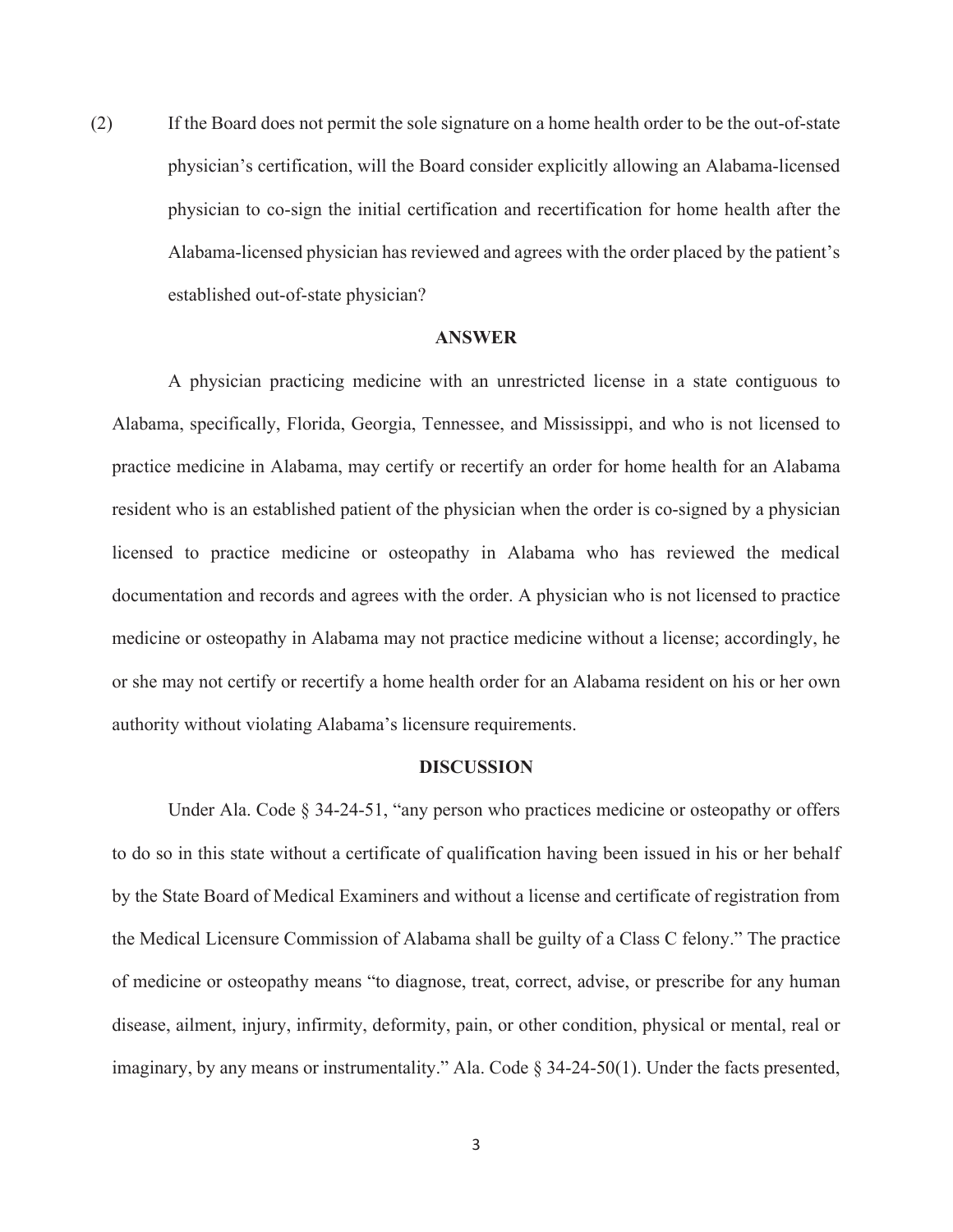(2) If the Board does not permit the sole signature on a home health order to be the out-of-state physician's certification, will the Board consider explicitly allowing an Alabama-licensed physician to co-sign the initial certification and recertification for home health after the Alabama-licensed physician has reviewed and agrees with the order placed by the patient's established out-of-state physician?

**ANSWER**

A physician practicing medicine with an unrestricted license in a state contiguous to Alabama, specifically, Florida, Georgia, Tennessee, and Mississippi, and who is not licensed to practice medicine in Alabama, may certify or recertify an order for home health for an Alabama resident who is an established patient of the physician when the order is co-signed by a physician licensed to practice medicine or osteopathy in Alabama who has reviewed the medical documentation and records and agrees with the order. A physician who is not licensed to practice medicine or osteopathy in Alabama may not practice medicine without a license; accordingly, he or she may not certify or recertify a home health order for an Alabama resident on his or her own authority without violating Alabama's licensure requirements.

**DISCUSSION**

Under Ala. Code § 34-24-51, "any person who practices medicine or osteopathy or offers to do so in this state without a certificate of qualification having been issued in his or her behalf by the State Board of Medical Examiners and without a license and certificate of registration from the Medical Licensure Commission of Alabama shall be guilty of a Class C felony." The practice of medicine or osteopathy means "to diagnose, treat, correct, advise, or prescribe for any human disease, ailment, injury, infirmity, deformity, pain, or other condition, physical or mental, real or imaginary, by any means or instrumentality." Ala. Code § 34-24-50(1). Under the facts presented,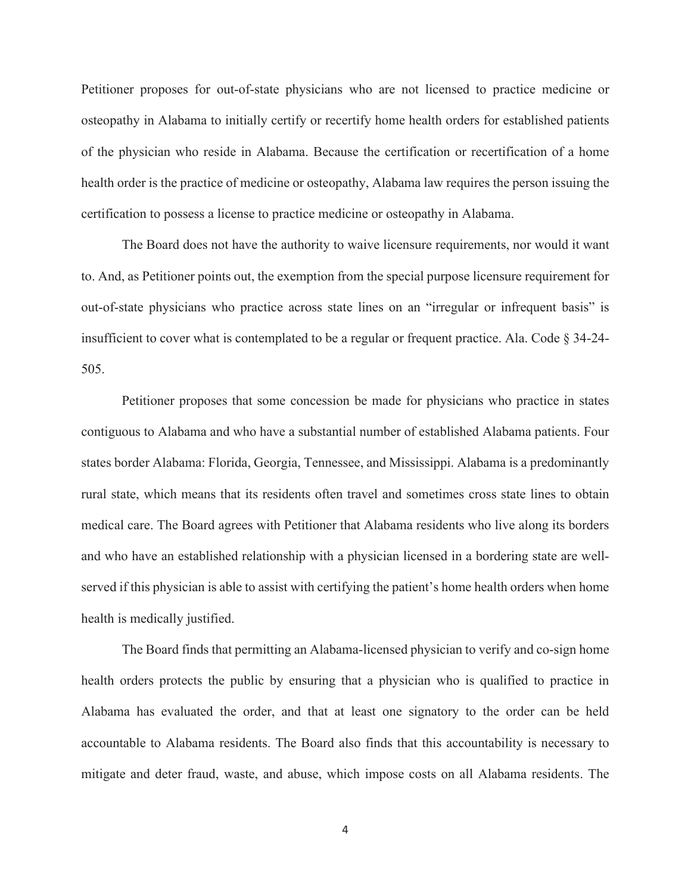Petitioner proposes for out-of-state physicians who are not licensed to practice medicine or osteopathy in Alabama to initially certify or recertify home health orders for established patients of the physician who reside in Alabama. Because the certification or recertification of a home health order is the practice of medicine or osteopathy, Alabama law requires the person issuing the certification to possess a license to practice medicine or osteopathy in Alabama.

The Board does not have the authority to waive licensure requirements, nor would it want to. And, as Petitioner points out, the exemption from the special purpose licensure requirement for out-of-state physicians who practice across state lines on an "irregular or infrequent basis" is insufficient to cover what is contemplated to be a regular or frequent practice. Ala. Code § 34-24-505.

Petitioner proposes that some concession be made for physicians who practice in states contiguous to Alabama and who have a substantial number of established Alabama patients. Four states border Alabama: Florida, Georgia, Tennessee, and Mississippi. Alabama is a predominantly rural state, which means that its residents often travel and sometimes cross state lines to obtain medical care. The Board agrees with Petitioner that Alabama residents who live along its borders and who have an established relationship with a physician licensed in a bordering state are well-served if this physician is able to assist with certifying the patient's home health orders when home health is medically justified.

The Board finds that permitting an Alabama-licensed physician to verify and co-sign home health orders protects the public by ensuring that a physician who is qualified to practice in Alabama has evaluated the order, and that at least one signatory to the order can be held accountable to Alabama residents. The Board also finds that this accountability is necessary to mitigate and deter fraud, waste, and abuse, which impose costs on all Alabama residents. The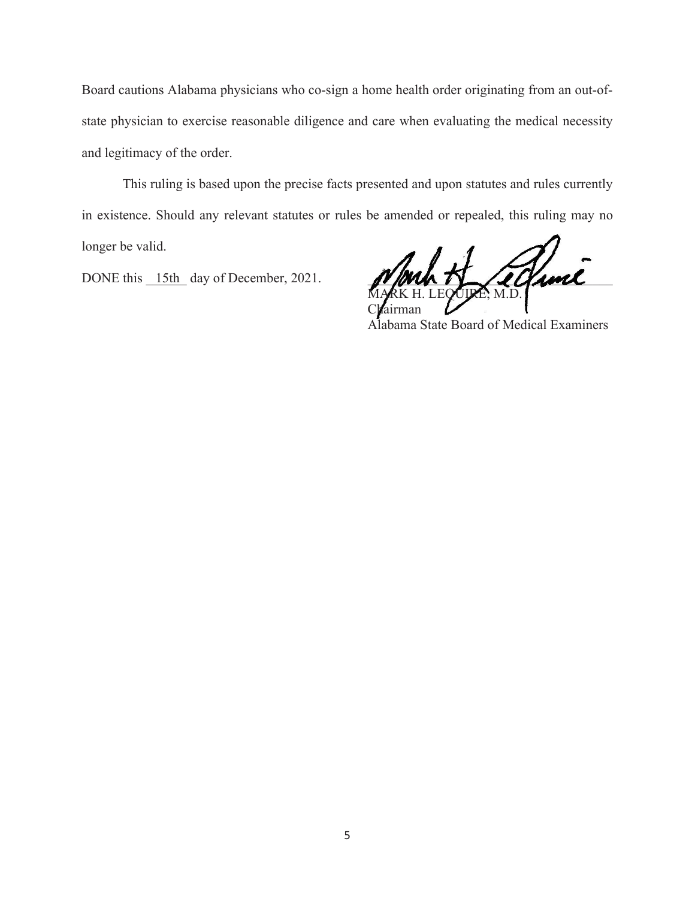Board cautions Alabama physicians who co-sign a home health order originating from an out-of-state physician to exercise reasonable diligence and care when evaluating the medical necessity and legitimacy of the order.

This ruling is based upon the precise facts presented and upon statutes and rules currently in existence. Should any relevant statutes or rules be amended or repealed, this ruling may no longer be valid.

DONE this 15th day of December, 2021.

MARK H. LEQUIRE, M.D.
Chairman
Alabama State Board of Medical Examiners